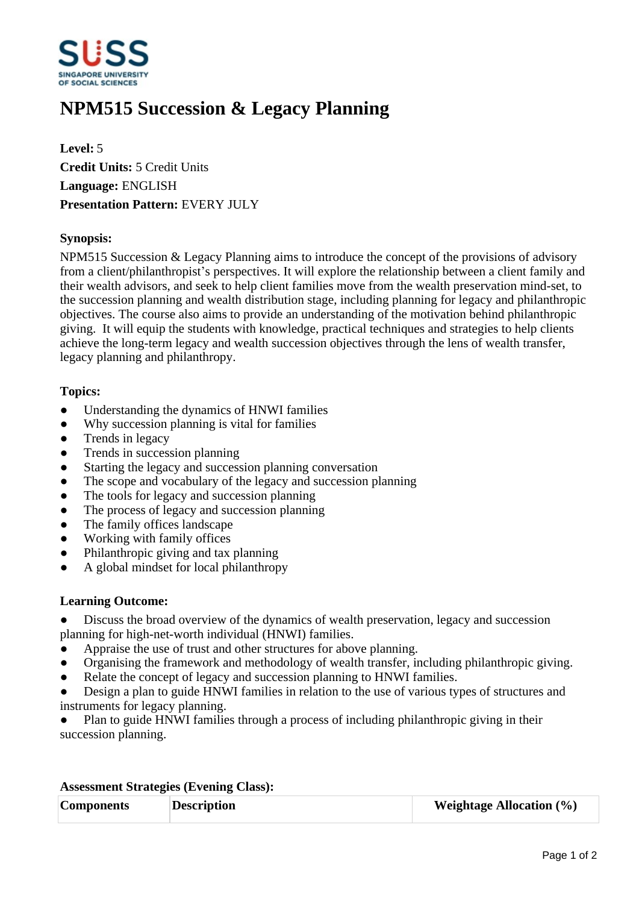# NPM515 Succession & Legacy Planning

**Level:** 5
**Credit Units:** 5 Credit Units
**Language:** ENGLISH
**Presentation Pattern:** EVERY JULY

**Synopsis:**

NPM515 Succession & Legacy Planning aims to introduce the concept of the provisions of advisory from a client/philanthropist's perspectives. It will explore the relationship between a client family and their wealth advisors, and seek to help client families move from the wealth preservation mind-set, to the succession planning and wealth distribution stage, including planning for legacy and philanthropic objectives. The course also aims to provide an understanding of the motivation behind philanthropic giving. It will equip the students with knowledge, practical techniques and strategies to help clients achieve the long-term legacy and wealth succession objectives through the lens of wealth transfer, legacy planning and philanthropy.

**Topics:**

- Understanding the dynamics of HNWI families
- Why succession planning is vital for families
- Trends in legacy
- Trends in succession planning
- Starting the legacy and succession planning conversation
- The scope and vocabulary of the legacy and succession planning
- The tools for legacy and succession planning
- The process of legacy and succession planning
- The family offices landscape
- Working with family offices
- Philanthropic giving and tax planning
- A global mindset for local philanthropy

**Learning Outcome:**

- Discuss the broad overview of the dynamics of wealth preservation, legacy and succession planning for high-net-worth individual (HNWI) families.
- Appraise the use of trust and other structures for above planning.
- Organising the framework and methodology of wealth transfer, including philanthropic giving.
- Relate the concept of legacy and succession planning to HNWI families.
- Design a plan to guide HNWI families in relation to the use of various types of structures and instruments for legacy planning.
- Plan to guide HNWI families through a process of including philanthropic giving in their succession planning.

**Assessment Strategies (Evening Class):**

| Components | Description | Weightage Allocation (%) |
|---|---|---|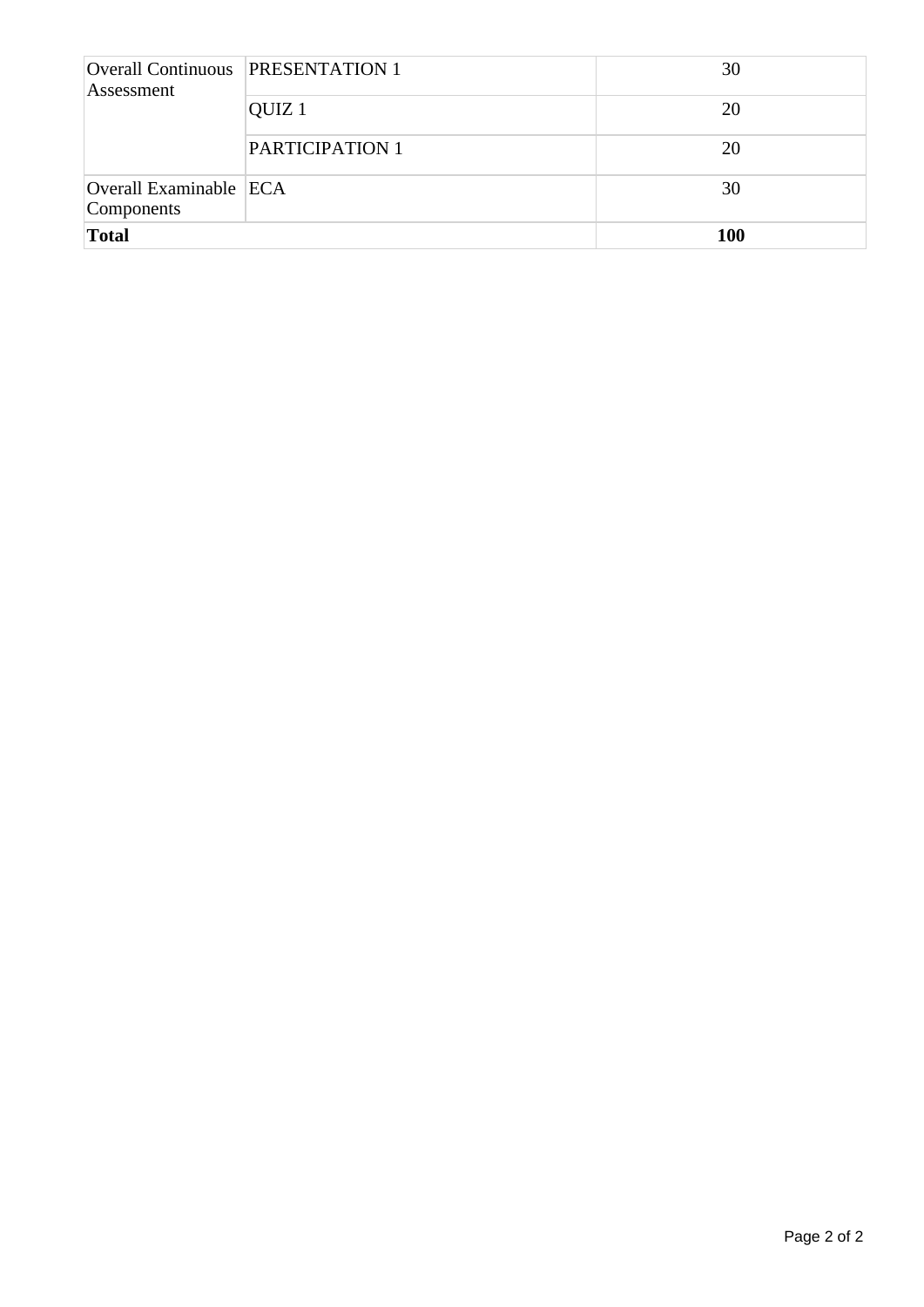| | | |
|---|---|---|
| Overall Continuous Assessment | PRESENTATION 1 | 30 |
| | QUIZ 1 | 20 |
| | PARTICIPATION 1 | 20 |
| Overall Examinable Components | ECA | 30 |
| **Total** | | **100** |